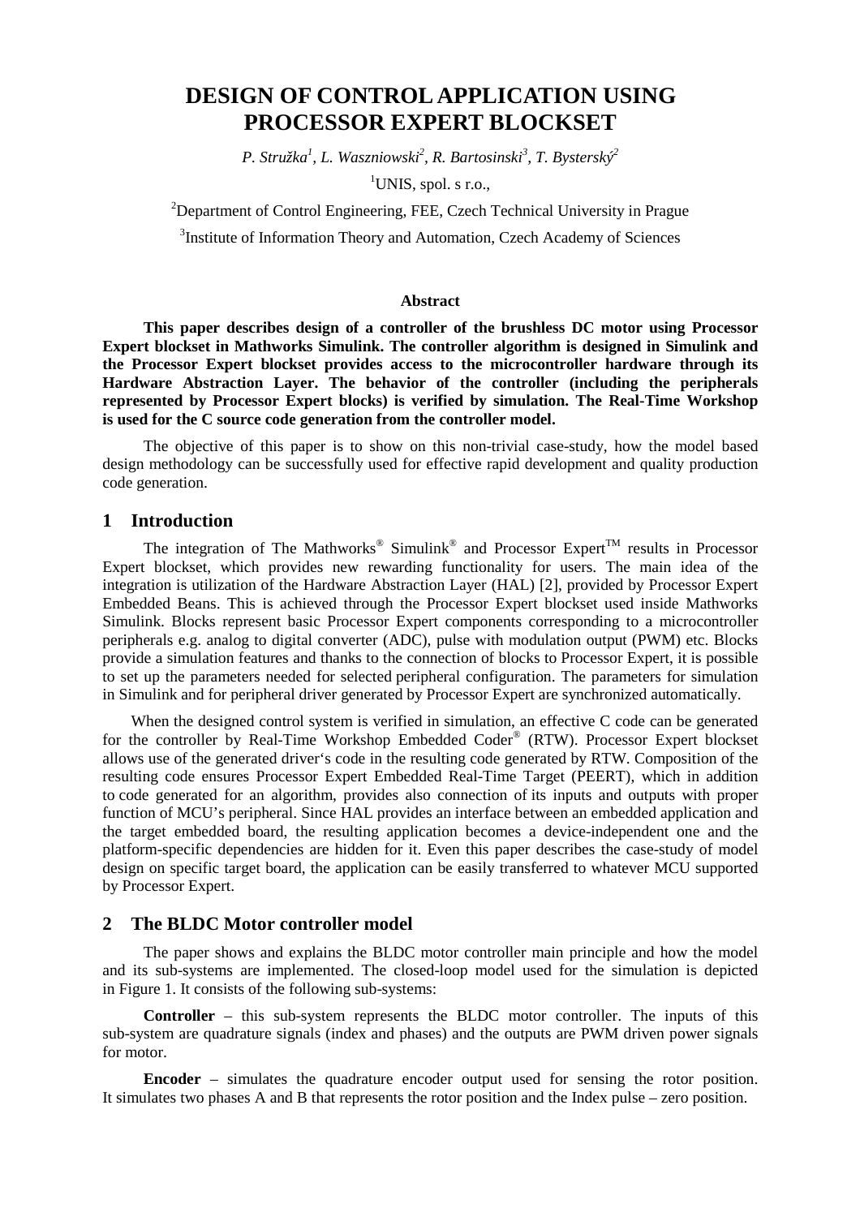# DESIGN OF CONTROL APPLICATION USING PROCESSOR EXPERT BLOCKSET

*P. Stružka[1], L. Waszniowski[2], R. Bartosinski[3], T. Bysterský[2]*

[1]UNIS, spol. s r.o.,

[2]Department of Control Engineering, FEE, Czech Technical University in Prague

[3]Institute of Information Theory and Automation, Czech Academy of Sciences

#### Abstract

**This paper describes design of a controller of the brushless DC motor using Processor Expert blockset in Mathworks Simulink. The controller algorithm is designed in Simulink and the Processor Expert blockset provides access to the microcontroller hardware through its Hardware Abstraction Layer. The behavior of the controller (including the peripherals represented by Processor Expert blocks) is verified by simulation. The Real-Time Workshop is used for the C source code generation from the controller model.**

The objective of this paper is to show on this non-trivial case-study, how the model based design methodology can be successfully used for effective rapid development and quality production code generation.

## 1 Introduction

The integration of The Mathworks® Simulink® and Processor Expert™ results in Processor Expert blockset, which provides new rewarding functionality for users. The main idea of the integration is utilization of the Hardware Abstraction Layer (HAL) [2], provided by Processor Expert Embedded Beans. This is achieved through the Processor Expert blockset used inside Mathworks Simulink. Blocks represent basic Processor Expert components corresponding to a microcontroller peripherals e.g. analog to digital converter (ADC), pulse with modulation output (PWM) etc. Blocks provide a simulation features and thanks to the connection of blocks to Processor Expert, it is possible to set up the parameters needed for selected peripheral configuration. The parameters for simulation in Simulink and for peripheral driver generated by Processor Expert are synchronized automatically.

When the designed control system is verified in simulation, an effective C code can be generated for the controller by Real-Time Workshop Embedded Coder® (RTW). Processor Expert blockset allows use of the generated driver's code in the resulting code generated by RTW. Composition of the resulting code ensures Processor Expert Embedded Real-Time Target (PEERT), which in addition to code generated for an algorithm, provides also connection of its inputs and outputs with proper function of MCU's peripheral. Since HAL provides an interface between an embedded application and the target embedded board, the resulting application becomes a device-independent one and the platform-specific dependencies are hidden for it. Even this paper describes the case-study of model design on specific target board, the application can be easily transferred to whatever MCU supported by Processor Expert.

## 2 The BLDC Motor controller model

The paper shows and explains the BLDC motor controller main principle and how the model and its sub-systems are implemented. The closed-loop model used for the simulation is depicted in Figure 1. It consists of the following sub-systems:

**Controller** – this sub-system represents the BLDC motor controller. The inputs of this sub-system are quadrature signals (index and phases) and the outputs are PWM driven power signals for motor.

**Encoder** – simulates the quadrature encoder output used for sensing the rotor position. It simulates two phases A and B that represents the rotor position and the Index pulse – zero position.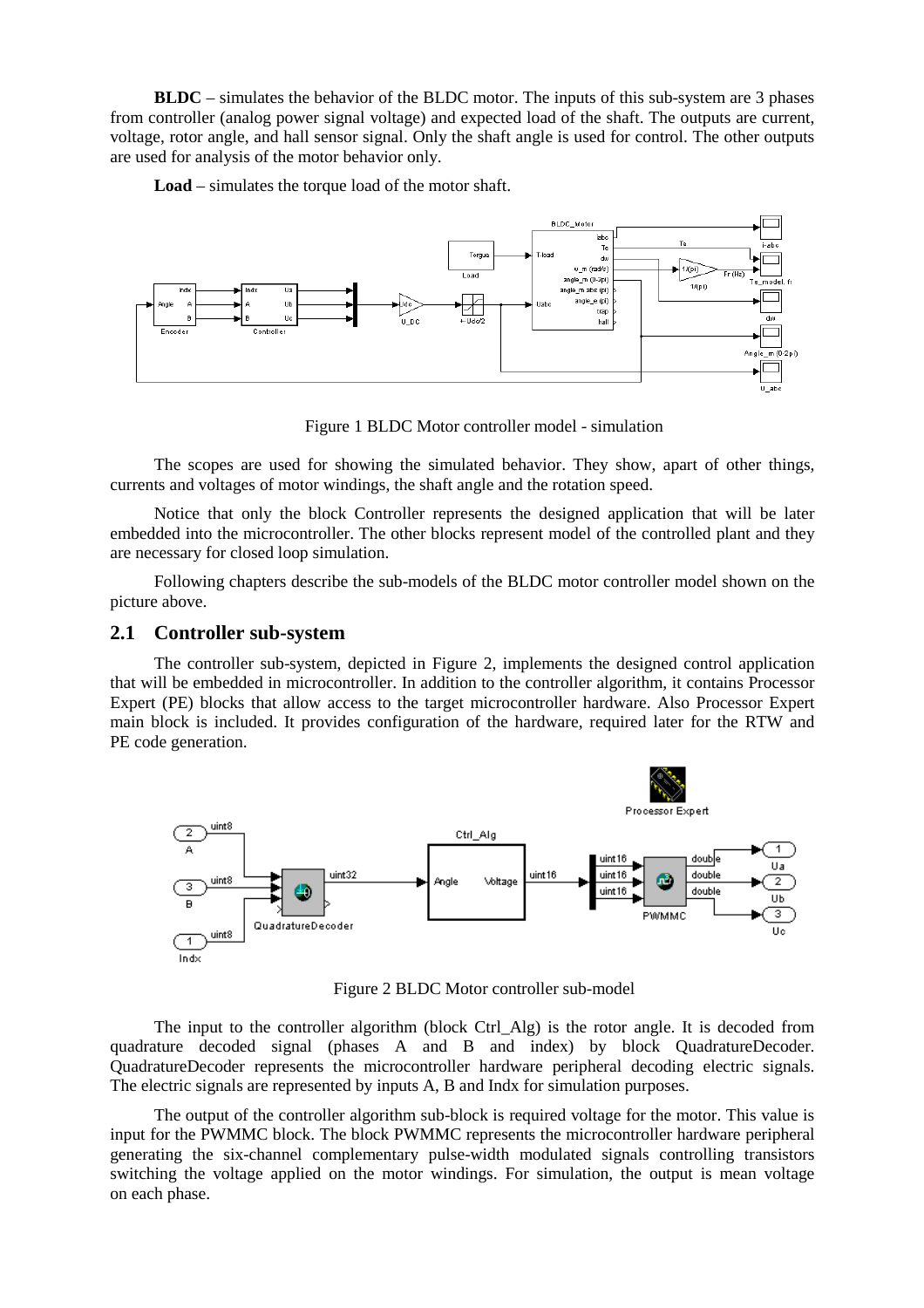**BLDC** – simulates the behavior of the BLDC motor. The inputs of this sub-system are 3 phases from controller (analog power signal voltage) and expected load of the shaft. The outputs are current, voltage, rotor angle, and hall sensor signal. Only the shaft angle is used for control. The other outputs are used for analysis of the motor behavior only.

**Load** – simulates the torque load of the motor shaft.

Figure 1 BLDC Motor controller model - simulation

The scopes are used for showing the simulated behavior. They show, apart of other things, currents and voltages of motor windings, the shaft angle and the rotation speed.

Notice that only the block Controller represents the designed application that will be later embedded into the microcontroller. The other blocks represent model of the controlled plant and they are necessary for closed loop simulation.

Following chapters describe the sub-models of the BLDC motor controller model shown on the picture above.

## 2.1 Controller sub-system

The controller sub-system, depicted in Figure 2, implements the designed control application that will be embedded in microcontroller. In addition to the controller algorithm, it contains Processor Expert (PE) blocks that allow access to the target microcontroller hardware. Also Processor Expert main block is included. It provides configuration of the hardware, required later for the RTW and PE code generation.

Figure 2 BLDC Motor controller sub-model

The input to the controller algorithm (block Ctrl_Alg) is the rotor angle. It is decoded from quadrature decoded signal (phases A and B and index) by block QuadratureDecoder. QuadratureDecoder represents the microcontroller hardware peripheral decoding electric signals. The electric signals are represented by inputs A, B and Indx for simulation purposes.

The output of the controller algorithm sub-block is required voltage for the motor. This value is input for the PWMMC block. The block PWMMC represents the microcontroller hardware peripheral generating the six-channel complementary pulse-width modulated signals controlling transistors switching the voltage applied on the motor windings. For simulation, the output is mean voltage on each phase.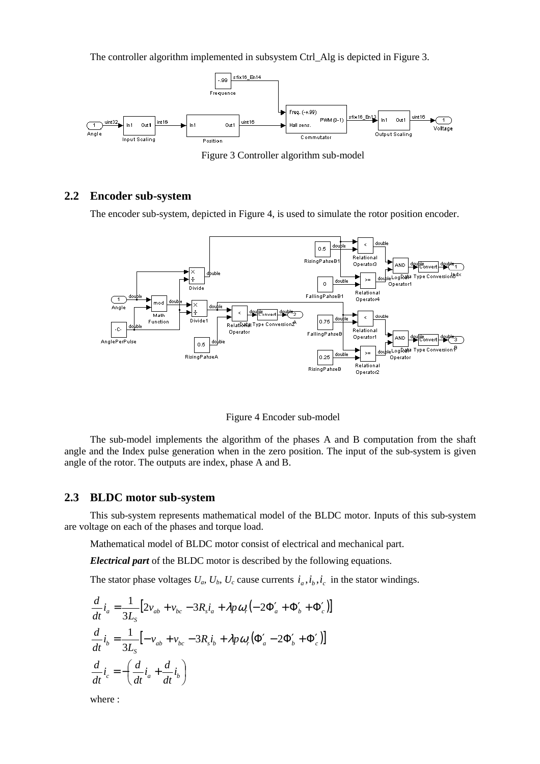The controller algorithm implemented in subsystem Ctrl_Alg is depicted in Figure 3.

Figure 3 Controller algorithm sub-model

## 2.2 Encoder sub-system

The encoder sub-system, depicted in Figure 4, is used to simulate the rotor position encoder.

Figure 4 Encoder sub-model

The sub-model implements the algorithm of the phases A and B computation from the shaft angle and the Index pulse generation when in the zero position. The input of the sub-system is given angle of the rotor. The outputs are index, phase A and B.

## 2.3 BLDC motor sub-system

This sub-system represents mathematical model of the BLDC motor. Inputs of this sub-system are voltage on each of the phases and torque load.

Mathematical model of BLDC motor consist of electrical and mechanical part.

***Electrical part*** of the BLDC motor is described by the following equations.

The stator phase voltages $U_a$, $U_b$, $U_c$ cause currents $i_a, i_b, i_c$ in the stator windings.

$$\frac{d}{dt}i_a = \frac{1}{3L_S}\left[2v_{ab} + v_{bc} - 3R_s i_a + \lambda p \omega_r \left(-2\Phi'_a + \Phi'_b + \Phi'_c\right)\right]$$

$$\frac{d}{dt}i_b = \frac{1}{3L_S}\left[-v_{ab} + v_{bc} - 3R_s i_b + \lambda p \omega_r \left(\Phi'_a - 2\Phi'_b + \Phi'_c\right)\right]$$

$$\frac{d}{dt}i_c = -\left(\frac{d}{dt}i_a + \frac{d}{dt}i_b\right)$$

where :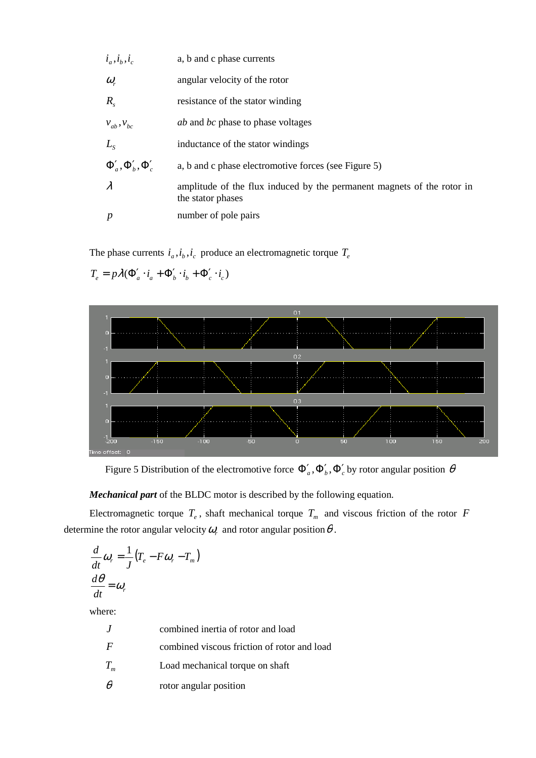| | |
|---|---|
| $i_a, i_b, i_c$ | a, b and c phase currents |
| $\omega_r$ | angular velocity of the rotor |
| $R_s$ | resistance of the stator winding |
| $v_{ab}, v_{bc}$ | *ab* and *bc* phase to phase voltages |
| $L_S$ | inductance of the stator windings |
| $\Phi'_a, \Phi'_b, \Phi'_c$ | a, b and c phase electromotive forces (see Figure 5) |
| $\lambda$ | amplitude of the flux induced by the permanent magnets of the rotor in the stator phases |
| $p$ | number of pole pairs |

The phase currents $i_a, i_b, i_c$ produce an electromagnetic torque $T_e$

$$T_e = p\lambda(\Phi'_a \cdot i_a + \Phi'_b \cdot i_b + \Phi'_c \cdot i_c)$$

Figure 5 Distribution of the electromotive force $\Phi'_a, \Phi'_b, \Phi'_c$ by rotor angular position $\theta$

***Mechanical part*** of the BLDC motor is described by the following equation.

Electromagnetic torque $T_e$, shaft mechanical torque $T_m$ and viscous friction of the rotor $F$ determine the rotor angular velocity $\omega_r$ and rotor angular position $\theta$.

$$\frac{d}{dt}\omega_r = \frac{1}{J}\left(T_e - F\omega_r - T_m\right)$$

$$\frac{d\theta}{dt} = \omega_r$$

where:

| | |
|---|---|
| $J$ | combined inertia of rotor and load |
| $F$ | combined viscous friction of rotor and load |
| $T_m$ | Load mechanical torque on shaft |
| $\theta$ | rotor angular position |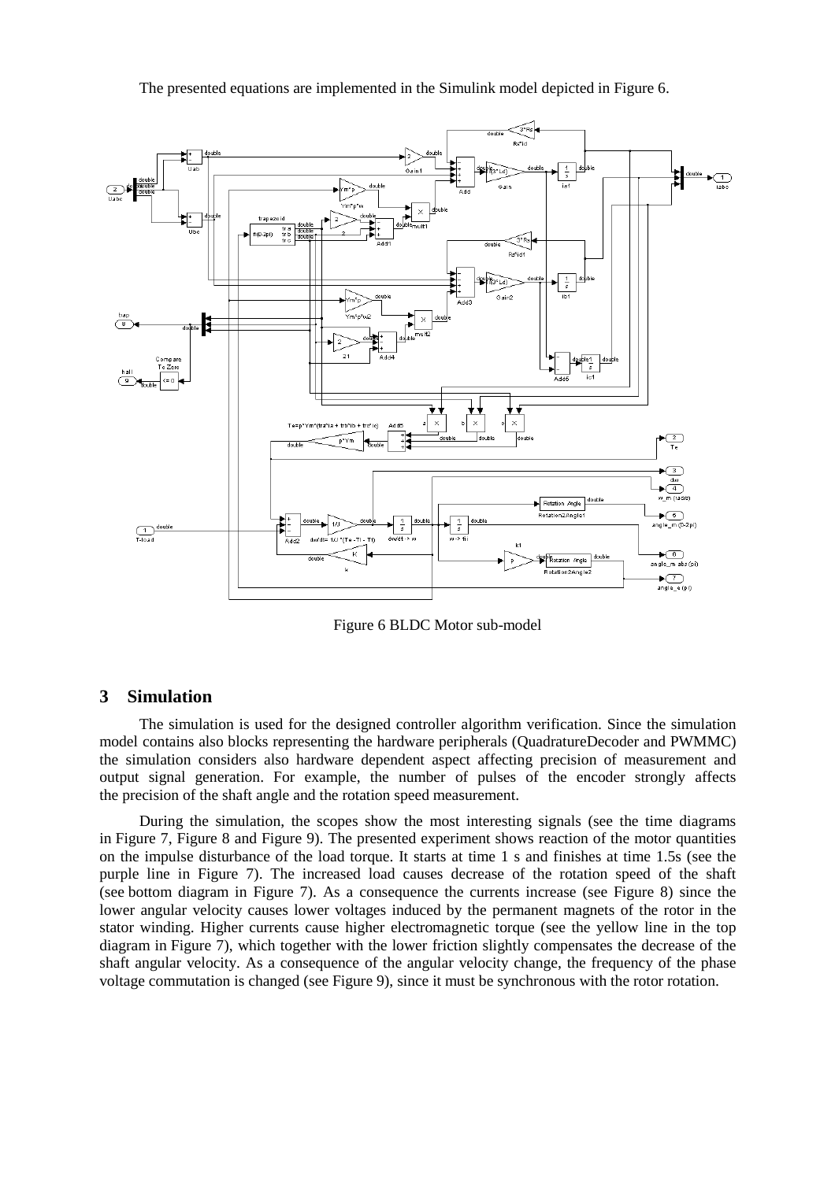The presented equations are implemented in the Simulink model depicted in Figure 6.

Figure 6 BLDC Motor sub-model

## 3 Simulation

The simulation is used for the designed controller algorithm verification. Since the simulation model contains also blocks representing the hardware peripherals (QuadratureDecoder and PWMMC) the simulation considers also hardware dependent aspect affecting precision of measurement and output signal generation. For example, the number of pulses of the encoder strongly affects the precision of the shaft angle and the rotation speed measurement.

During the simulation, the scopes show the most interesting signals (see the time diagrams in Figure 7, Figure 8 and Figure 9). The presented experiment shows reaction of the motor quantities on the impulse disturbance of the load torque. It starts at time 1 s and finishes at time 1.5s (see the purple line in Figure 7). The increased load causes decrease of the rotation speed of the shaft (see bottom diagram in Figure 7). As a consequence the currents increase (see Figure 8) since the lower angular velocity causes lower voltages induced by the permanent magnets of the rotor in the stator winding. Higher currents cause higher electromagnetic torque (see the yellow line in the top diagram in Figure 7), which together with the lower friction slightly compensates the decrease of the shaft angular velocity. As a consequence of the angular velocity change, the frequency of the phase voltage commutation is changed (see Figure 9), since it must be synchronous with the rotor rotation.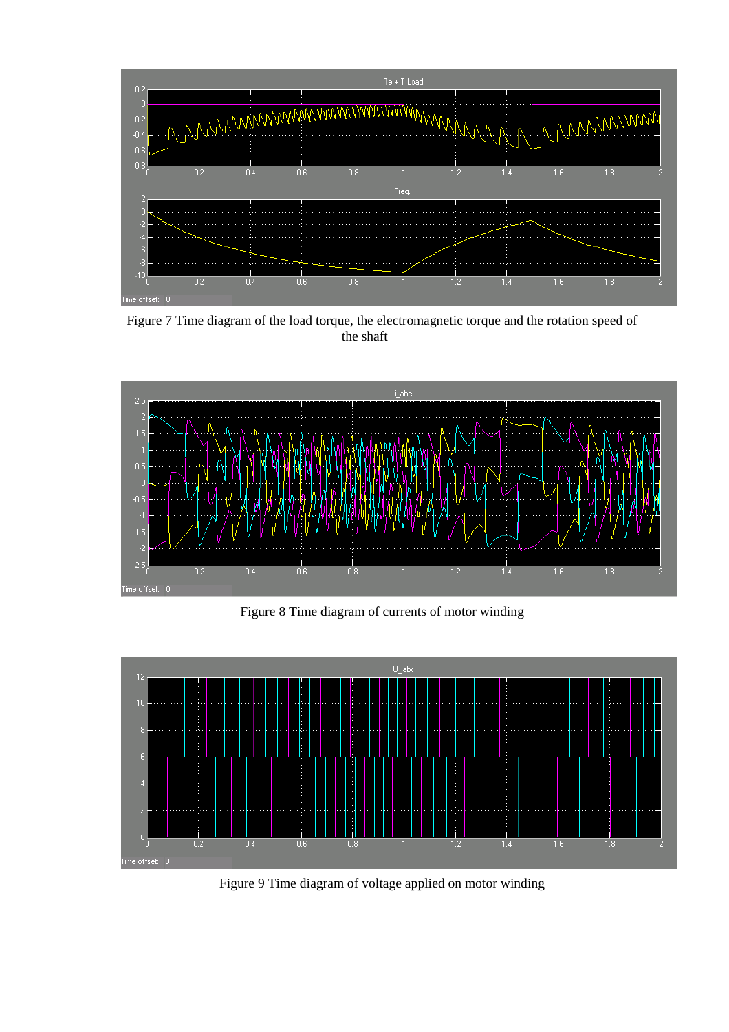Figure 7 Time diagram of the load torque, the electromagnetic torque and the rotation speed of the shaft

Figure 8 Time diagram of currents of motor winding

Figure 9 Time diagram of voltage applied on motor winding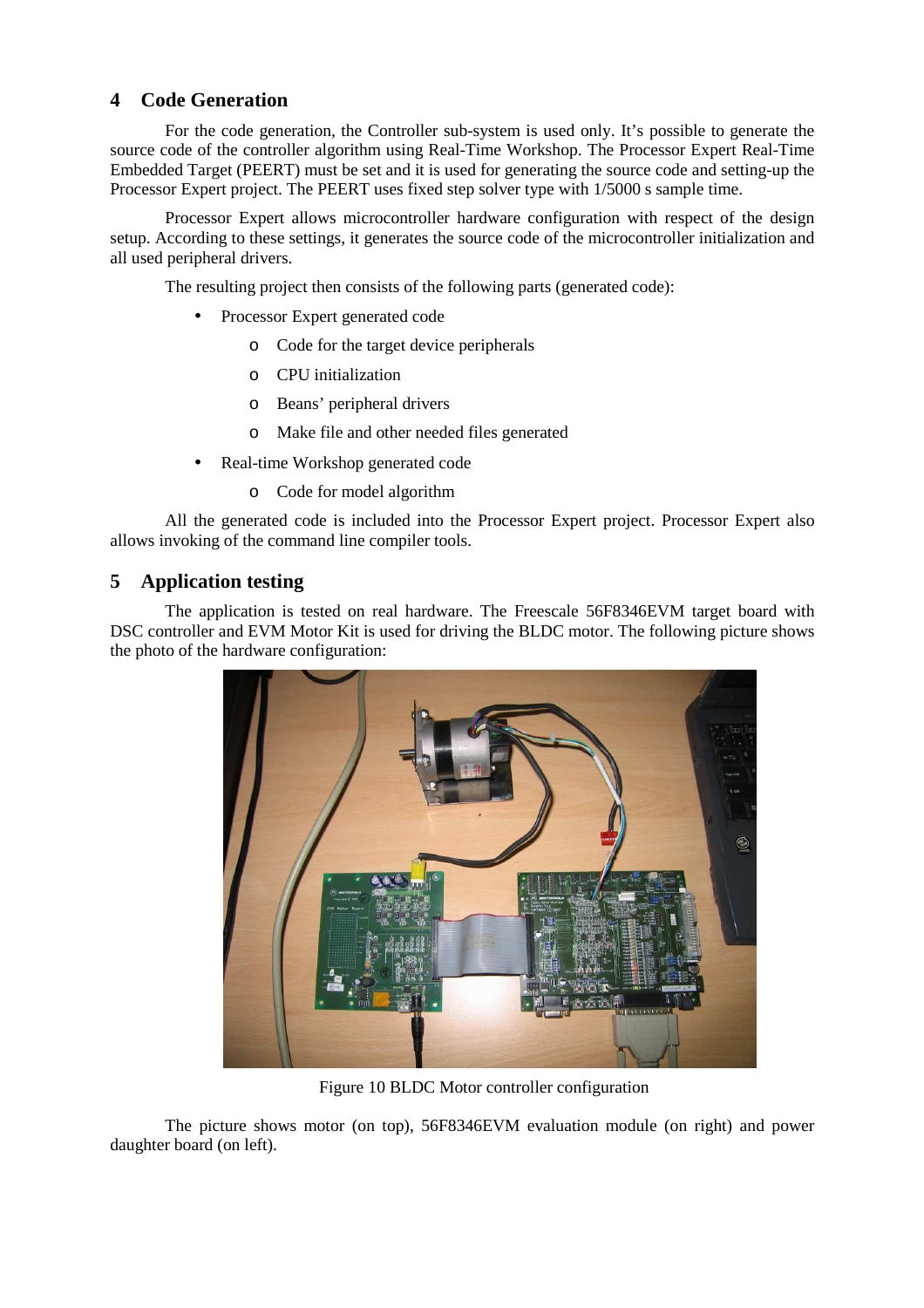## 4 Code Generation

For the code generation, the Controller sub-system is used only. It's possible to generate the source code of the controller algorithm using Real-Time Workshop. The Processor Expert Real-Time Embedded Target (PEERT) must be set and it is used for generating the source code and setting-up the Processor Expert project. The PEERT uses fixed step solver type with 1/5000 s sample time.

Processor Expert allows microcontroller hardware configuration with respect of the design setup. According to these settings, it generates the source code of the microcontroller initialization and all used peripheral drivers.

The resulting project then consists of the following parts (generated code):

- Processor Expert generated code
  - Code for the target device peripherals
  - CPU initialization
  - Beans' peripheral drivers
  - Make file and other needed files generated
- Real-time Workshop generated code
  - Code for model algorithm

All the generated code is included into the Processor Expert project. Processor Expert also allows invoking of the command line compiler tools.

## 5 Application testing

The application is tested on real hardware. The Freescale 56F8346EVM target board with DSC controller and EVM Motor Kit is used for driving the BLDC motor. The following picture shows the photo of the hardware configuration:

Figure 10 BLDC Motor controller configuration

The picture shows motor (on top), 56F8346EVM evaluation module (on right) and power daughter board (on left).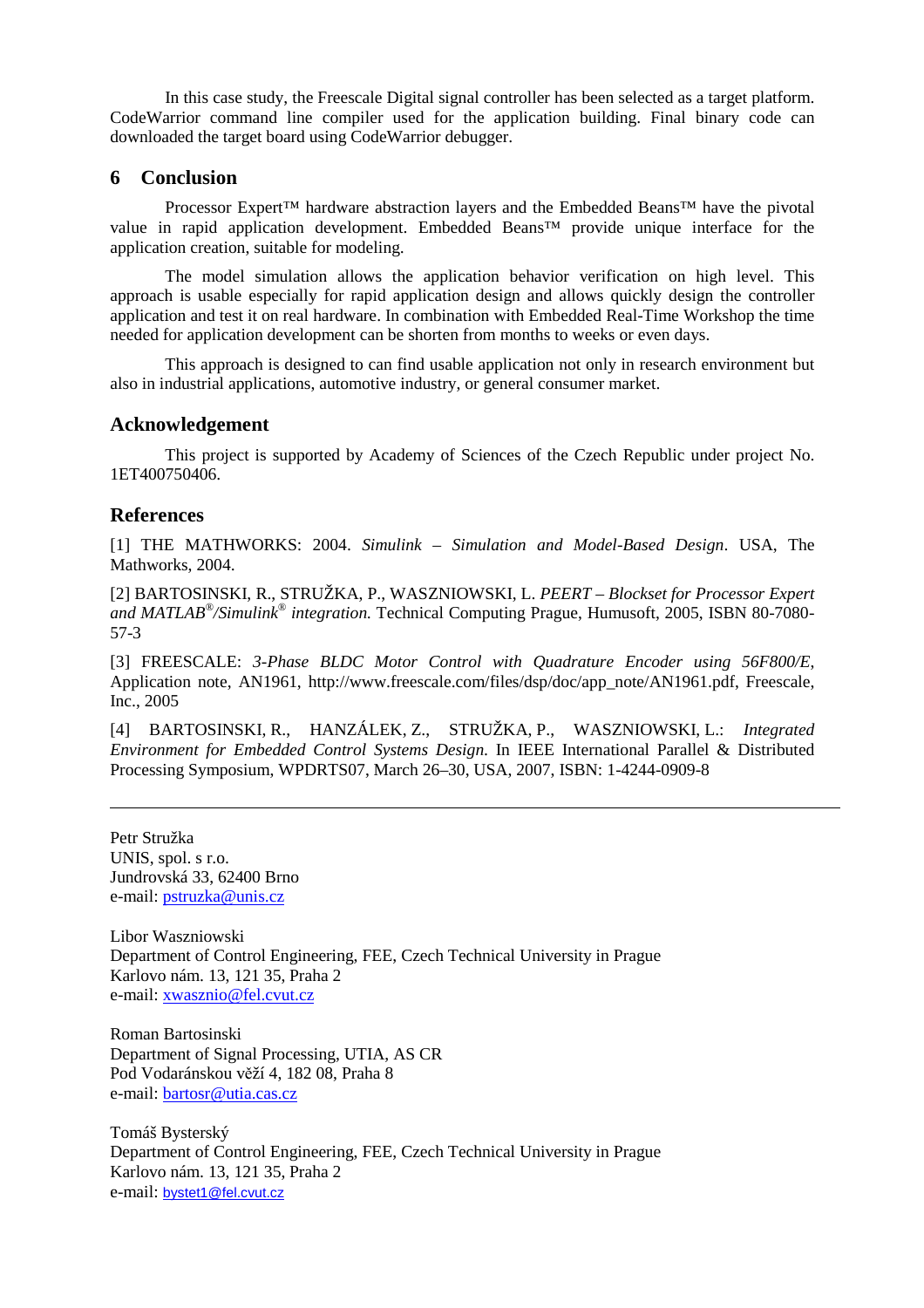In this case study, the Freescale Digital signal controller has been selected as a target platform. CodeWarrior command line compiler used for the application building. Final binary code can downloaded the target board using CodeWarrior debugger.

## 6 Conclusion

Processor Expert™ hardware abstraction layers and the Embedded Beans™ have the pivotal value in rapid application development. Embedded Beans™ provide unique interface for the application creation, suitable for modeling.

The model simulation allows the application behavior verification on high level. This approach is usable especially for rapid application design and allows quickly design the controller application and test it on real hardware. In combination with Embedded Real-Time Workshop the time needed for application development can be shorten from months to weeks or even days.

This approach is designed to can find usable application not only in research environment but also in industrial applications, automotive industry, or general consumer market.

## Acknowledgement

This project is supported by Academy of Sciences of the Czech Republic under project No. 1ET400750406.

## References

[1] THE MATHWORKS: 2004. *Simulink – Simulation and Model-Based Design*. USA, The Mathworks, 2004.

[2] BARTOSINSKI, R., STRUŽKA, P., WASZNIOWSKI, L. *PEERT – Blockset for Processor Expert and MATLAB®/Simulink® integration.* Technical Computing Prague, Humusoft, 2005, ISBN 80-7080-57-3

[3] FREESCALE: *3-Phase BLDC Motor Control with Quadrature Encoder using 56F800/E*, Application note, AN1961, http://www.freescale.com/files/dsp/doc/app_note/AN1961.pdf, Freescale, Inc., 2005

[4] BARTOSINSKI, R., HANZÁLEK, Z., STRUŽKA, P., WASZNIOWSKI, L.: *Integrated Environment for Embedded Control Systems Design.* In IEEE International Parallel & Distributed Processing Symposium, WPDRTS07, March 26–30, USA, 2007, ISBN: 1-4244-0909-8

---

Petr Stružka
UNIS, spol. s r.o.
Jundrovská 33, 62400 Brno
e-mail: pstruzka@unis.cz

Libor Waszniowski
Department of Control Engineering, FEE, Czech Technical University in Prague
Karlovo nám. 13, 121 35, Praha 2
e-mail: xwasznio@fel.cvut.cz

Roman Bartosinski
Department of Signal Processing, UTIA, AS CR
Pod Vodárenskou věží 4, 182 08, Praha 8
e-mail: bartosr@utia.cas.cz

Tomáš Bysterský
Department of Control Engineering, FEE, Czech Technical University in Prague
Karlovo nám. 13, 121 35, Praha 2
e-mail: bystet1@fel.cvut.cz